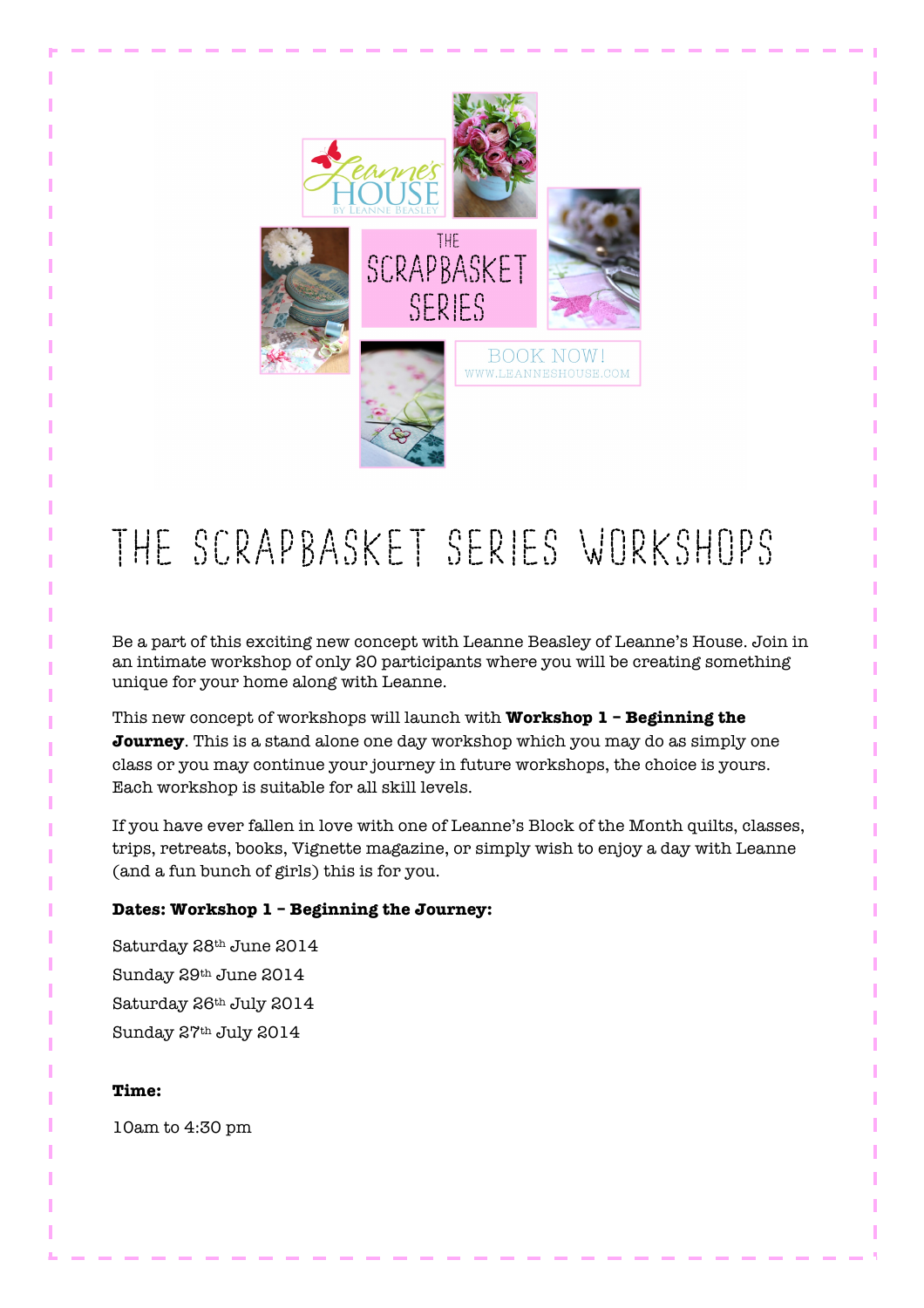# THE SCRAPBASKET SERIES WORKSHOPS

Be a part of this exciting new concept with Leanne Beasley of Leanne's House. Join in an intimate workshop of only 20 participants where you will be creating something unique for your home along with Leanne.

This new concept of workshops will launch with **Workshop 1 – Beginning the Journey**. This is a stand alone one day workshop which you may do as simply one class or you may continue your journey in future workshops, the choice is yours. Each workshop is suitable for all skill levels.

If you have ever fallen in love with one of Leanne's Block of the Month quilts, classes, trips, retreats, books, Vignette magazine, or simply wish to enjoy a day with Leanne (and a fun bunch of girls) this is for you.

**Dates: Workshop 1 – Beginning the Journey:**

Saturday 28th June 2014

Sunday 29th June 2014

Saturday 26th July 2014

Sunday 27th July 2014

**Time:**

10am to 4:30 pm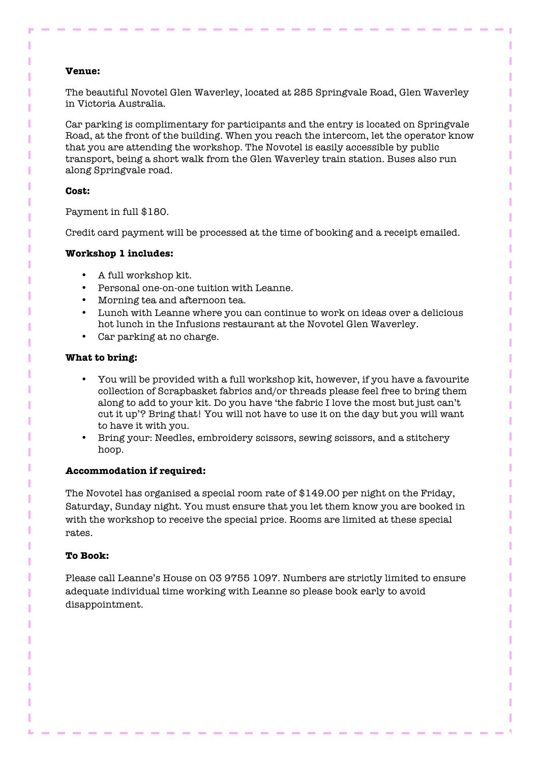**Venue:**

The beautiful Novotel Glen Waverley, located at 285 Springvale Road, Glen Waverley in Victoria Australia.

Car parking is complimentary for participants and the entry is located on Springvale Road, at the front of the building. When you reach the intercom, let the operator know that you are attending the workshop. The Novotel is easily accessible by public transport, being a short walk from the Glen Waverley train station. Buses also run along Springvale road.

**Cost:**

Payment in full $180.

Credit card payment will be processed at the time of booking and a receipt emailed.

**Workshop 1 includes:**

- A full workshop kit.
- Personal one-on-one tuition with Leanne.
- Morning tea and afternoon tea.
- Lunch with Leanne where you can continue to work on ideas over a delicious hot lunch in the Infusions restaurant at the Novotel Glen Waverley.
- Car parking at no charge.

**What to bring:**

- You will be provided with a full workshop kit, however, if you have a favourite collection of Scrapbasket fabrics and/or threads please feel free to bring them along to add to your kit. Do you have 'the fabric I love the most but just can't cut it up'? Bring that! You will not have to use it on the day but you will want to have it with you.
- Bring your: Needles, embroidery scissors, sewing scissors, and a stitchery hoop.

**Accommodation if required:**

The Novotel has organised a special room rate of $149.00 per night on the Friday, Saturday, Sunday night. You must ensure that you let them know you are booked in with the workshop to receive the special price. Rooms are limited at these special rates.

**To Book:**

Please call Leanne's House on 03 9755 1097. Numbers are strictly limited to ensure adequate individual time working with Leanne so please book early to avoid disappointment.